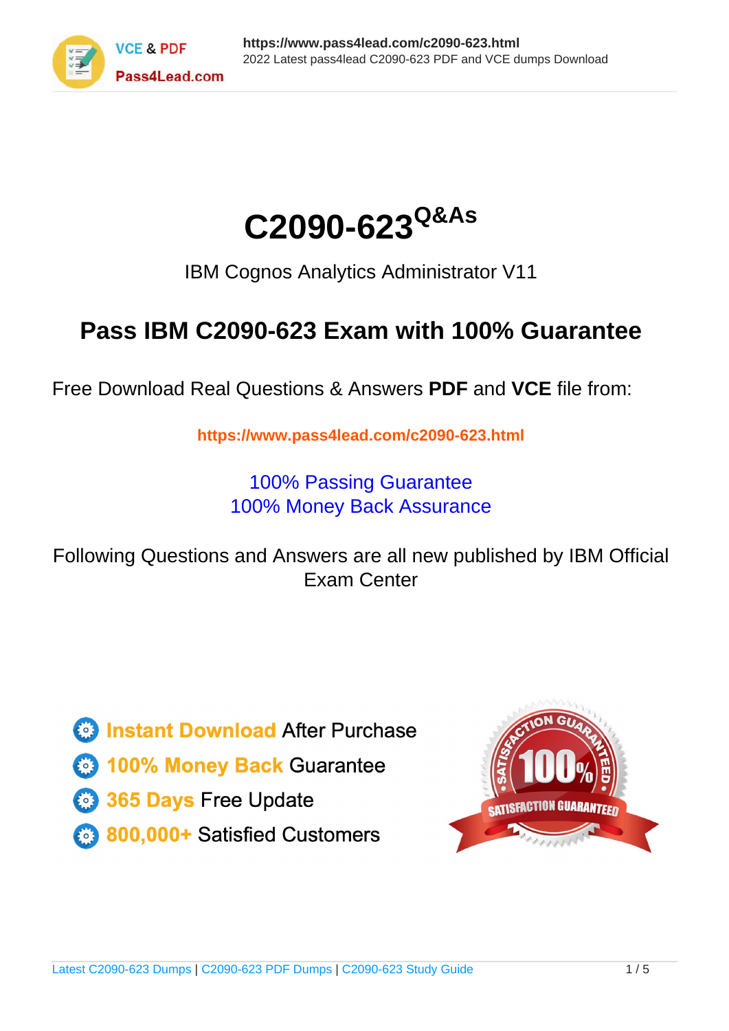# C2090-623[Q&As]

IBM Cognos Analytics Administrator V11

## Pass IBM C2090-623 Exam with 100% Guarantee

Free Download Real Questions & Answers **PDF** and **VCE** file from:

**https://www.pass4lead.com/c2090-623.html**

100% Passing Guarantee
100% Money Back Assurance

Following Questions and Answers are all new published by IBM Official Exam Center

- **Instant Download** After Purchase
- **100% Money Back** Guarantee
- **365 Days** Free Update
- **800,000+** Satisfied Customers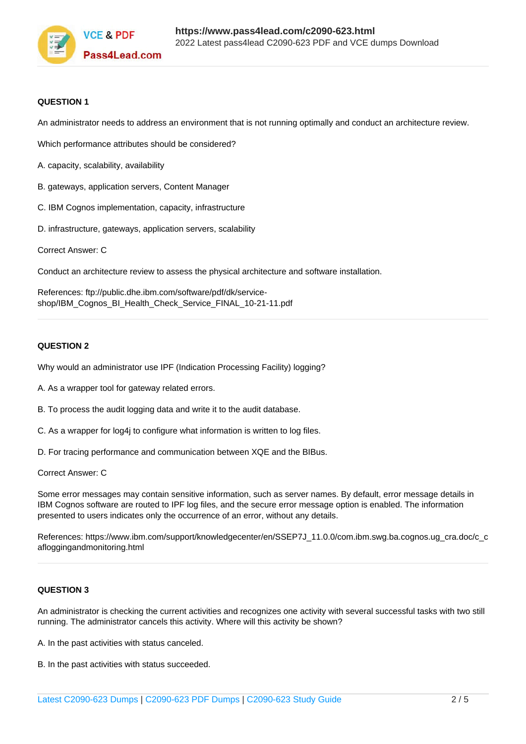**QUESTION 1**

An administrator needs to address an environment that is not running optimally and conduct an architecture review.

Which performance attributes should be considered?

A. capacity, scalability, availability

B. gateways, application servers, Content Manager

C. IBM Cognos implementation, capacity, infrastructure

D. infrastructure, gateways, application servers, scalability

Correct Answer: C

Conduct an architecture review to assess the physical architecture and software installation.

References: ftp://public.dhe.ibm.com/software/pdf/dk/service-shop/IBM_Cognos_BI_Health_Check_Service_FINAL_10-21-11.pdf

---

**QUESTION 2**

Why would an administrator use IPF (Indication Processing Facility) logging?

A. As a wrapper tool for gateway related errors.

B. To process the audit logging data and write it to the audit database.

C. As a wrapper for log4j to configure what information is written to log files.

D. For tracing performance and communication between XQE and the BIBus.

Correct Answer: C

Some error messages may contain sensitive information, such as server names. By default, error message details in IBM Cognos software are routed to IPF log files, and the secure error message option is enabled. The information presented to users indicates only the occurrence of an error, without any details.

References: https://www.ibm.com/support/knowledgecenter/en/SSEP7J_11.0.0/com.ibm.swg.ba.cognos.ug_cra.doc/c_cafloggingandmonitoring.html

---

**QUESTION 3**

An administrator is checking the current activities and recognizes one activity with several successful tasks with two still running. The administrator cancels this activity. Where will this activity be shown?

A. In the past activities with status canceled.

B. In the past activities with status succeeded.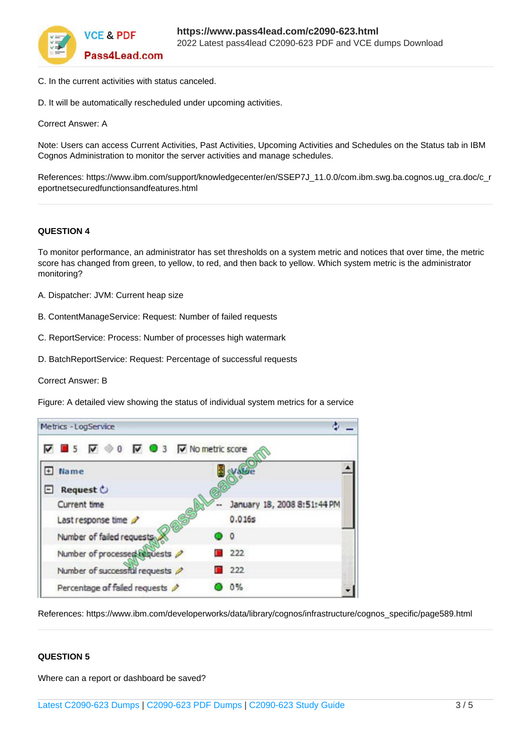C. In the current activities with status canceled.

D. It will be automatically rescheduled under upcoming activities.

Correct Answer: A

Note: Users can access Current Activities, Past Activities, Upcoming Activities and Schedules on the Status tab in IBM Cognos Administration to monitor the server activities and manage schedules.

References: https://www.ibm.com/support/knowledgecenter/en/SSEP7J_11.0.0/com.ibm.swg.ba.cognos.ug_cra.doc/c_reportnetsecuredfunctionsandfeatures.html

**QUESTION 4**

To monitor performance, an administrator has set thresholds on a system metric and notices that over time, the metric score has changed from green, to yellow, to red, and then back to yellow. Which system metric is the administrator monitoring?

A. Dispatcher: JVM: Current heap size

B. ContentManageService: Request: Number of failed requests

C. ReportService: Process: Number of processes high watermark

D. BatchReportService: Request: Percentage of successful requests

Correct Answer: B

Figure: A detailed view showing the status of individual system metrics for a service

Metrics - LogService

| Name | Value |
|---|---|
| **Request** | |
| Current time | -- January 18, 2008 8:51:44 PM |
| Last response time | 0.016s |
| Number of failed requests | 0 |
| Number of processed requests | 222 |
| Number of successful requests | 222 |
| Percentage of failed requests | 0% |

References: https://www.ibm.com/developerworks/data/library/cognos/infrastructure/cognos_specific/page589.html

**QUESTION 5**

Where can a report or dashboard be saved?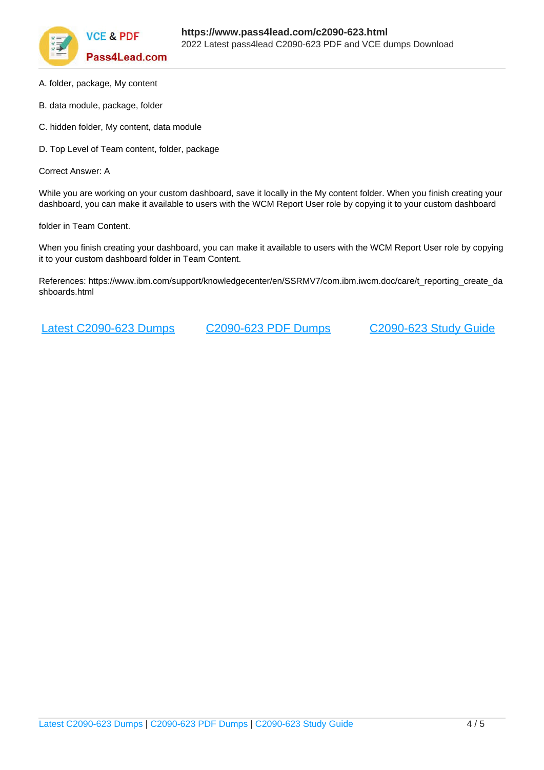A. folder, package, My content

B. data module, package, folder

C. hidden folder, My content, data module

D. Top Level of Team content, folder, package

Correct Answer: A

While you are working on your custom dashboard, save it locally in the My content folder. When you finish creating your dashboard, you can make it available to users with the WCM Report User role by copying it to your custom dashboard

folder in Team Content.

When you finish creating your dashboard, you can make it available to users with the WCM Report User role by copying it to your custom dashboard folder in Team Content.

References: https://www.ibm.com/support/knowledgecenter/en/SSRMV7/com.ibm.iwcm.doc/care/t_reporting_create_dashboards.html

Latest C2090-623 Dumps C2090-623 PDF Dumps C2090-623 Study Guide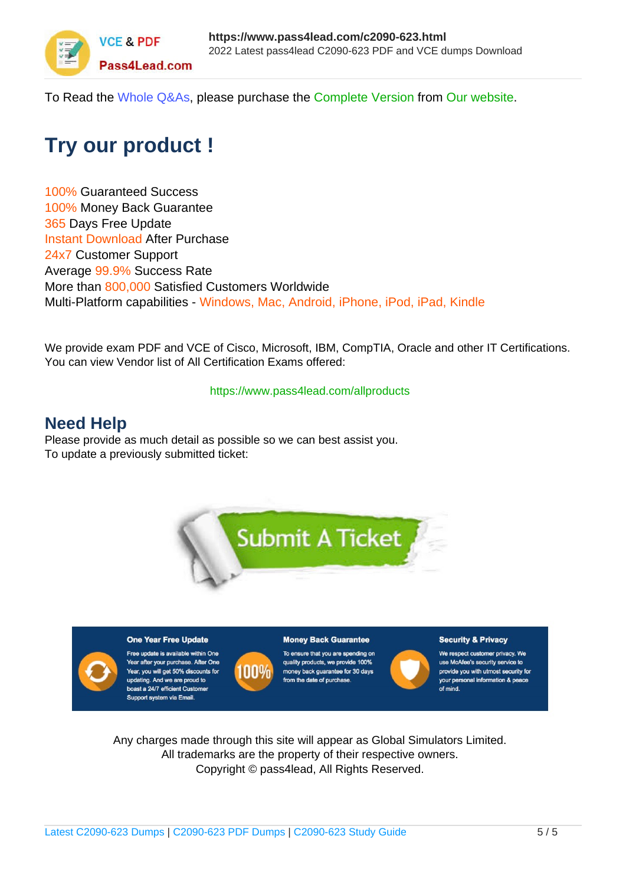To Read the Whole Q&As, please purchase the Complete Version from Our website.

# Try our product !

100% Guaranteed Success
100% Money Back Guarantee
365 Days Free Update
Instant Download After Purchase
24x7 Customer Support
Average 99.9% Success Rate
More than 800,000 Satisfied Customers Worldwide
Multi-Platform capabilities - Windows, Mac, Android, iPhone, iPod, iPad, Kindle

We provide exam PDF and VCE of Cisco, Microsoft, IBM, CompTIA, Oracle and other IT Certifications.
You can view Vendor list of All Certification Exams offered:

https://www.pass4lead.com/allproducts

## Need Help

Please provide as much detail as possible so we can best assist you.
To update a previously submitted ticket:

Submit A Ticket

**One Year Free Update**
Free update is available within One Year after your purchase. After One Year, you will get 50% discounts for updating. And we are proud to boast a 24/7 efficient Customer Support system via Email.

**Money Back Guarantee**
To ensure that you are spending on quality products, we provide 100% money back guarantee for 30 days from the date of purchase.

**Security & Privacy**
We respect customer privacy. We use McAfee's security service to provide you with utmost security for your personal information & peace of mind.

Any charges made through this site will appear as Global Simulators Limited.
All trademarks are the property of their respective owners.
Copyright © pass4lead, All Rights Reserved.